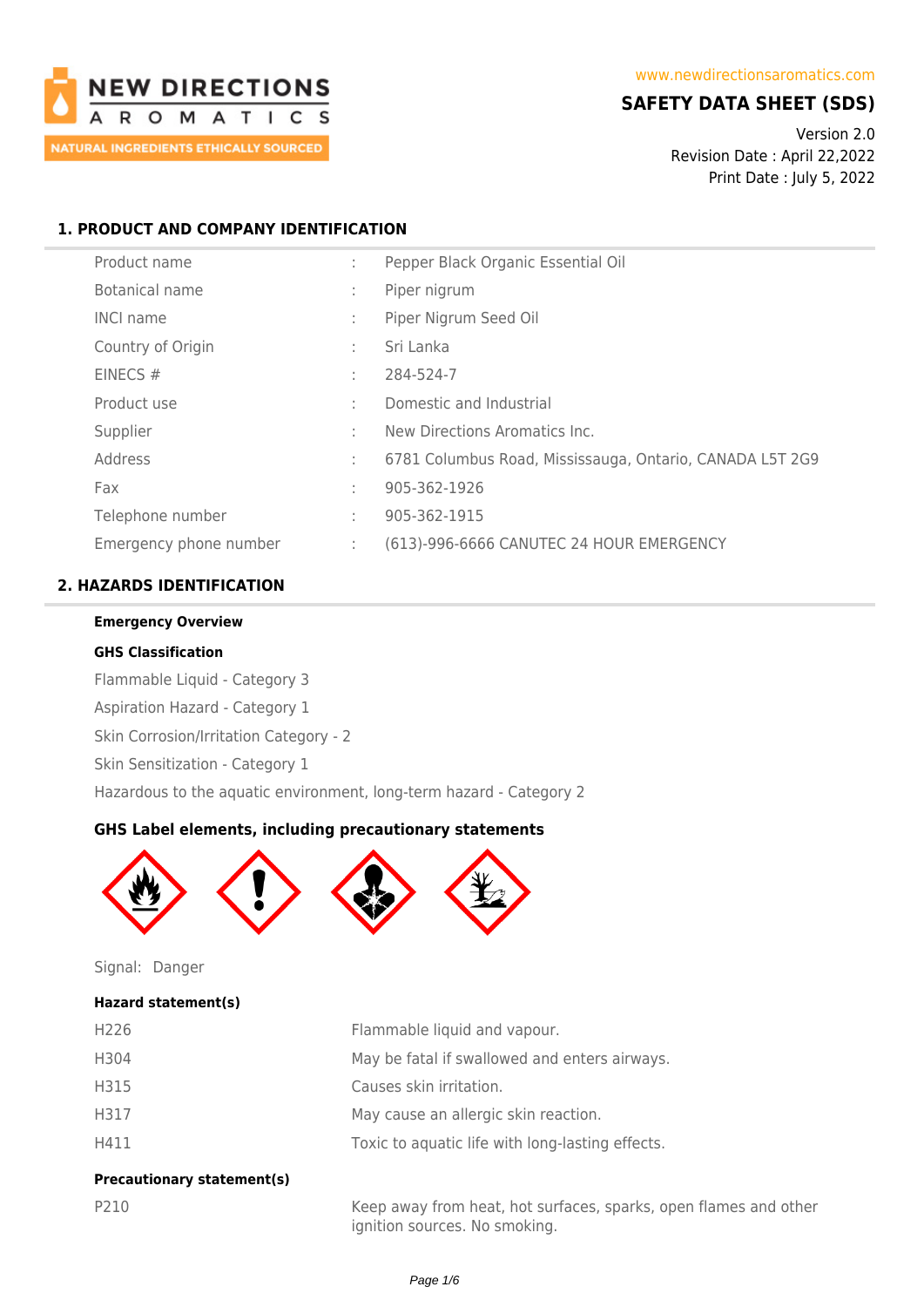NEW DIRECTIONS AROMATICS
NATURAL INGREDIENTS ETHICALLY SOURCED

www.newdirectionsaromatics.com

# SAFETY DATA SHEET (SDS)

Version 2.0
Revision Date : April 22,2022
Print Date : July 5, 2022

## 1. PRODUCT AND COMPANY IDENTIFICATION

| | | |
|---|---|---|
| Product name | : | Pepper Black Organic Essential Oil |
| Botanical name | : | Piper nigrum |
| INCI name | : | Piper Nigrum Seed Oil |
| Country of Origin | : | Sri Lanka |
| EINECS # | : | 284-524-7 |
| Product use | : | Domestic and Industrial |
| Supplier | : | New Directions Aromatics Inc. |
| Address | : | 6781 Columbus Road, Mississauga, Ontario, CANADA L5T 2G9 |
| Fax | : | 905-362-1926 |
| Telephone number | : | 905-362-1915 |
| Emergency phone number | : | (613)-996-6666 CANUTEC 24 HOUR EMERGENCY |

## 2. HAZARDS IDENTIFICATION

**Emergency Overview**

**GHS Classification**

Flammable Liquid - Category 3

Aspiration Hazard - Category 1

Skin Corrosion/Irritation Category - 2

Skin Sensitization - Category 1

Hazardous to the aquatic environment, long-term hazard - Category 2

**GHS Label elements, including precautionary statements**

Signal: Danger

**Hazard statement(s)**

| | |
|---|---|
| H226 | Flammable liquid and vapour. |
| H304 | May be fatal if swallowed and enters airways. |
| H315 | Causes skin irritation. |
| H317 | May cause an allergic skin reaction. |
| H411 | Toxic to aquatic life with long-lasting effects. |

**Precautionary statement(s)**

| | |
|---|---|
| P210 | Keep away from heat, hot surfaces, sparks, open flames and other ignition sources. No smoking. |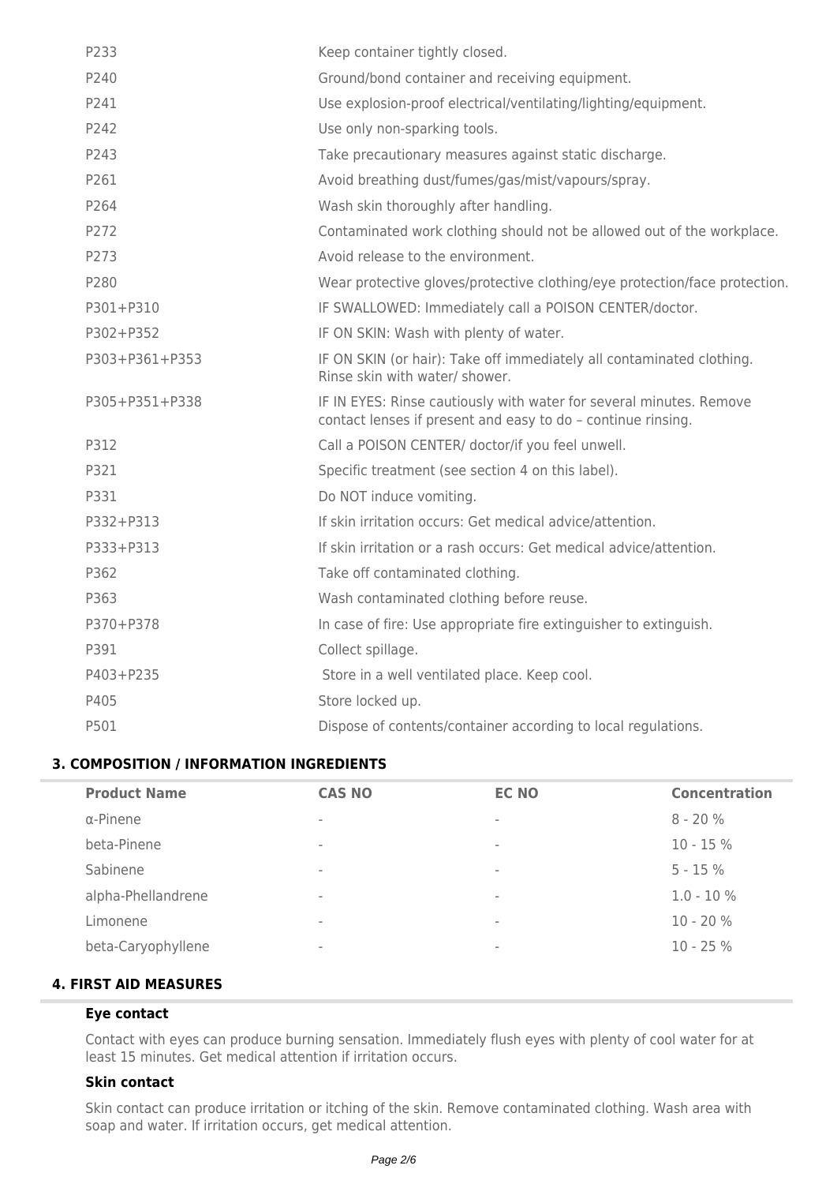| | |
|---|---|
| P233 | Keep container tightly closed. |
| P240 | Ground/bond container and receiving equipment. |
| P241 | Use explosion-proof electrical/ventilating/lighting/equipment. |
| P242 | Use only non-sparking tools. |
| P243 | Take precautionary measures against static discharge. |
| P261 | Avoid breathing dust/fumes/gas/mist/vapours/spray. |
| P264 | Wash skin thoroughly after handling. |
| P272 | Contaminated work clothing should not be allowed out of the workplace. |
| P273 | Avoid release to the environment. |
| P280 | Wear protective gloves/protective clothing/eye protection/face protection. |
| P301+P310 | IF SWALLOWED: Immediately call a POISON CENTER/doctor. |
| P302+P352 | IF ON SKIN: Wash with plenty of water. |
| P303+P361+P353 | IF ON SKIN (or hair): Take off immediately all contaminated clothing. Rinse skin with water/ shower. |
| P305+P351+P338 | IF IN EYES: Rinse cautiously with water for several minutes. Remove contact lenses if present and easy to do – continue rinsing. |
| P312 | Call a POISON CENTER/ doctor/if you feel unwell. |
| P321 | Specific treatment (see section 4 on this label). |
| P331 | Do NOT induce vomiting. |
| P332+P313 | If skin irritation occurs: Get medical advice/attention. |
| P333+P313 | If skin irritation or a rash occurs: Get medical advice/attention. |
| P362 | Take off contaminated clothing. |
| P363 | Wash contaminated clothing before reuse. |
| P370+P378 | In case of fire: Use appropriate fire extinguisher to extinguish. |
| P391 | Collect spillage. |
| P403+P235 | Store in a well ventilated place. Keep cool. |
| P405 | Store locked up. |
| P501 | Dispose of contents/container according to local regulations. |

## 3. COMPOSITION / INFORMATION INGREDIENTS

| Product Name | CAS NO | EC NO | Concentration |
|---|---|---|---|
| α-Pinene | - | - | 8 - 20 % |
| beta-Pinene | - | - | 10 - 15 % |
| Sabinene | - | - | 5 - 15 % |
| alpha-Phellandrene | - | - | 1.0 - 10 % |
| Limonene | - | - | 10 - 20 % |
| beta-Caryophyllene | - | - | 10 - 25 % |

## 4. FIRST AID MEASURES

### Eye contact

Contact with eyes can produce burning sensation. Immediately flush eyes with plenty of cool water for at least 15 minutes. Get medical attention if irritation occurs.

### Skin contact

Skin contact can produce irritation or itching of the skin. Remove contaminated clothing. Wash area with soap and water. If irritation occurs, get medical attention.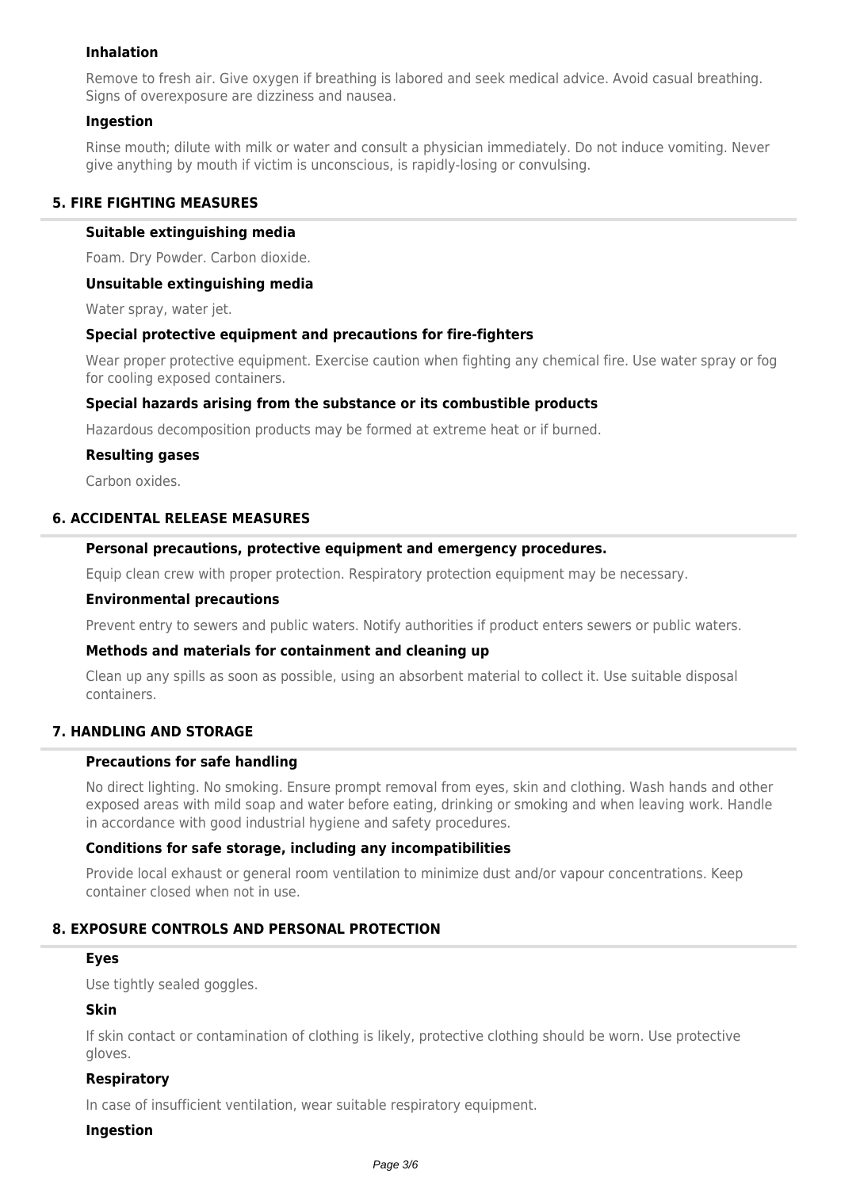#### Inhalation

Remove to fresh air. Give oxygen if breathing is labored and seek medical advice. Avoid casual breathing. Signs of overexposure are dizziness and nausea.

#### Ingestion

Rinse mouth; dilute with milk or water and consult a physician immediately. Do not induce vomiting. Never give anything by mouth if victim is unconscious, is rapidly-losing or convulsing.

### 5. FIRE FIGHTING MEASURES

#### Suitable extinguishing media

Foam. Dry Powder. Carbon dioxide.

#### Unsuitable extinguishing media

Water spray, water jet.

#### Special protective equipment and precautions for fire-fighters

Wear proper protective equipment. Exercise caution when fighting any chemical fire. Use water spray or fog for cooling exposed containers.

#### Special hazards arising from the substance or its combustible products

Hazardous decomposition products may be formed at extreme heat or if burned.

#### Resulting gases

Carbon oxides.

### 6. ACCIDENTAL RELEASE MEASURES

#### Personal precautions, protective equipment and emergency procedures.

Equip clean crew with proper protection. Respiratory protection equipment may be necessary.

#### Environmental precautions

Prevent entry to sewers and public waters. Notify authorities if product enters sewers or public waters.

#### Methods and materials for containment and cleaning up

Clean up any spills as soon as possible, using an absorbent material to collect it. Use suitable disposal containers.

### 7. HANDLING AND STORAGE

#### Precautions for safe handling

No direct lighting. No smoking. Ensure prompt removal from eyes, skin and clothing. Wash hands and other exposed areas with mild soap and water before eating, drinking or smoking and when leaving work. Handle in accordance with good industrial hygiene and safety procedures.

#### Conditions for safe storage, including any incompatibilities

Provide local exhaust or general room ventilation to minimize dust and/or vapour concentrations. Keep container closed when not in use.

### 8. EXPOSURE CONTROLS AND PERSONAL PROTECTION

#### Eyes

Use tightly sealed goggles.

#### Skin

If skin contact or contamination of clothing is likely, protective clothing should be worn. Use protective gloves.

#### Respiratory

In case of insufficient ventilation, wear suitable respiratory equipment.

#### Ingestion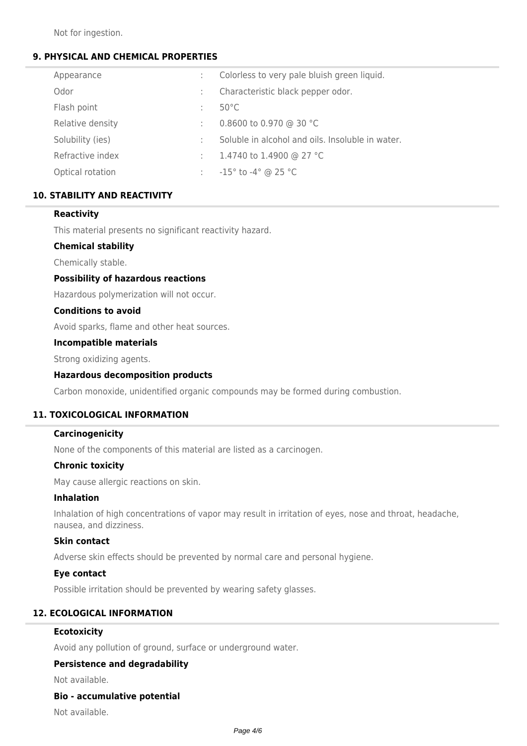Not for ingestion.

## 9. PHYSICAL AND CHEMICAL PROPERTIES

| Property | | Value |
|---|---|---|
| Appearance | : | Colorless to very pale bluish green liquid. |
| Odor | : | Characteristic black pepper odor. |
| Flash point | : | 50°C |
| Relative density | : | 0.8600 to 0.970 @ 30 °C |
| Solubility (ies) | : | Soluble in alcohol and oils. Insoluble in water. |
| Refractive index | : | 1.4740 to 1.4900 @ 27 °C |
| Optical rotation | : | -15° to -4° @ 25 °C |

## 10. STABILITY AND REACTIVITY

**Reactivity**

This material presents no significant reactivity hazard.

**Chemical stability**

Chemically stable.

**Possibility of hazardous reactions**

Hazardous polymerization will not occur.

**Conditions to avoid**

Avoid sparks, flame and other heat sources.

**Incompatible materials**

Strong oxidizing agents.

**Hazardous decomposition products**

Carbon monoxide, unidentified organic compounds may be formed during combustion.

## 11. TOXICOLOGICAL INFORMATION

**Carcinogenicity**

None of the components of this material are listed as a carcinogen.

**Chronic toxicity**

May cause allergic reactions on skin.

**Inhalation**

Inhalation of high concentrations of vapor may result in irritation of eyes, nose and throat, headache, nausea, and dizziness.

**Skin contact**

Adverse skin effects should be prevented by normal care and personal hygiene.

**Eye contact**

Possible irritation should be prevented by wearing safety glasses.

## 12. ECOLOGICAL INFORMATION

**Ecotoxicity**

Avoid any pollution of ground, surface or underground water.

**Persistence and degradability**

Not available.

**Bio - accumulative potential**

Not available.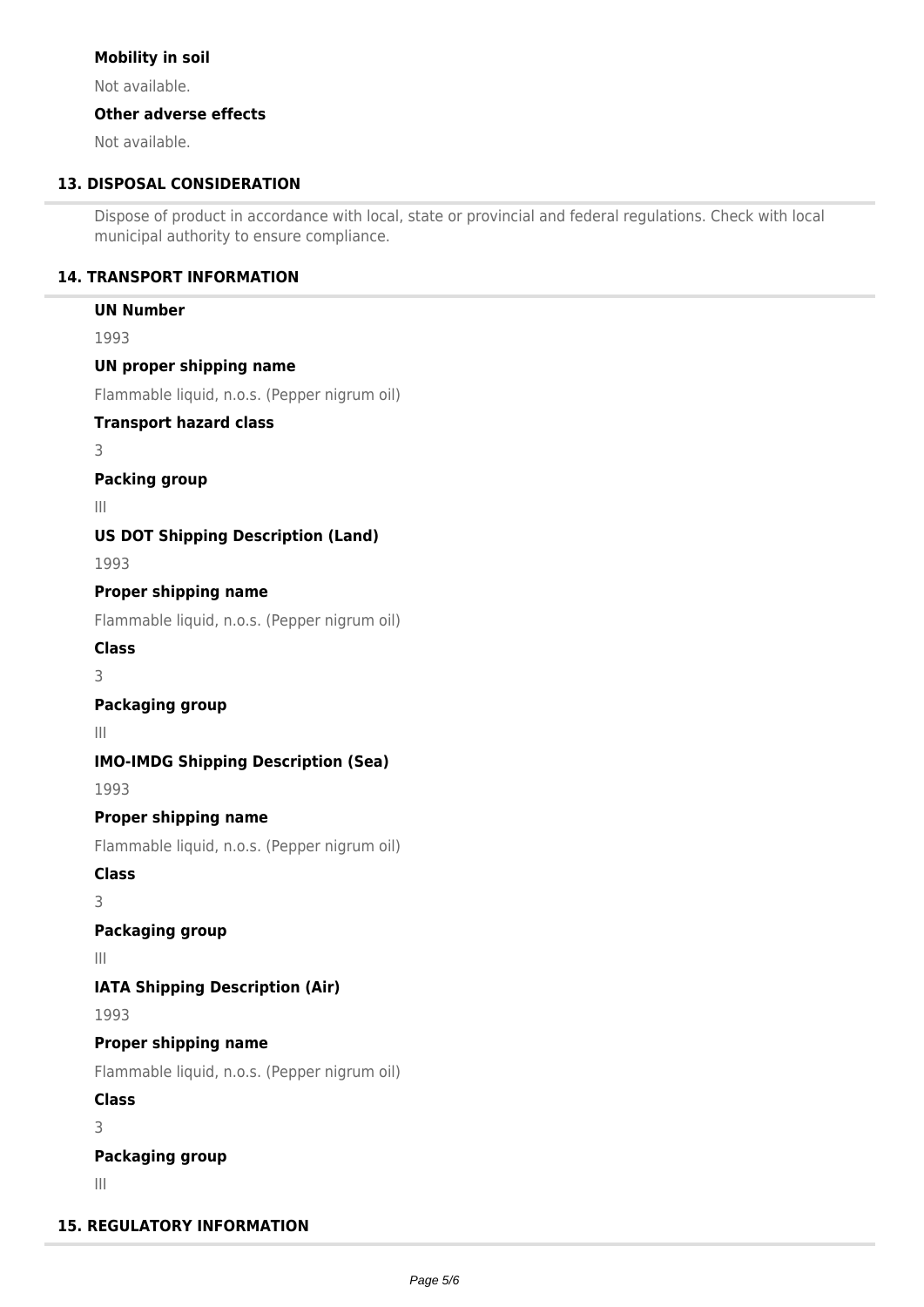**Mobility in soil**

Not available.

**Other adverse effects**

Not available.

## 13. DISPOSAL CONSIDERATION

Dispose of product in accordance with local, state or provincial and federal regulations. Check with local municipal authority to ensure compliance.

## 14. TRANSPORT INFORMATION

**UN Number**

1993

**UN proper shipping name**

Flammable liquid, n.o.s. (Pepper nigrum oil)

**Transport hazard class**

3

**Packing group**

III

**US DOT Shipping Description (Land)**

1993

**Proper shipping name**

Flammable liquid, n.o.s. (Pepper nigrum oil)

**Class**

3

**Packaging group**

III

**IMO-IMDG Shipping Description (Sea)**

1993

**Proper shipping name**

Flammable liquid, n.o.s. (Pepper nigrum oil)

**Class**

3

**Packaging group**

III

**IATA Shipping Description (Air)**

1993

**Proper shipping name**

Flammable liquid, n.o.s. (Pepper nigrum oil)

**Class**

3

**Packaging group**

III

## 15. REGULATORY INFORMATION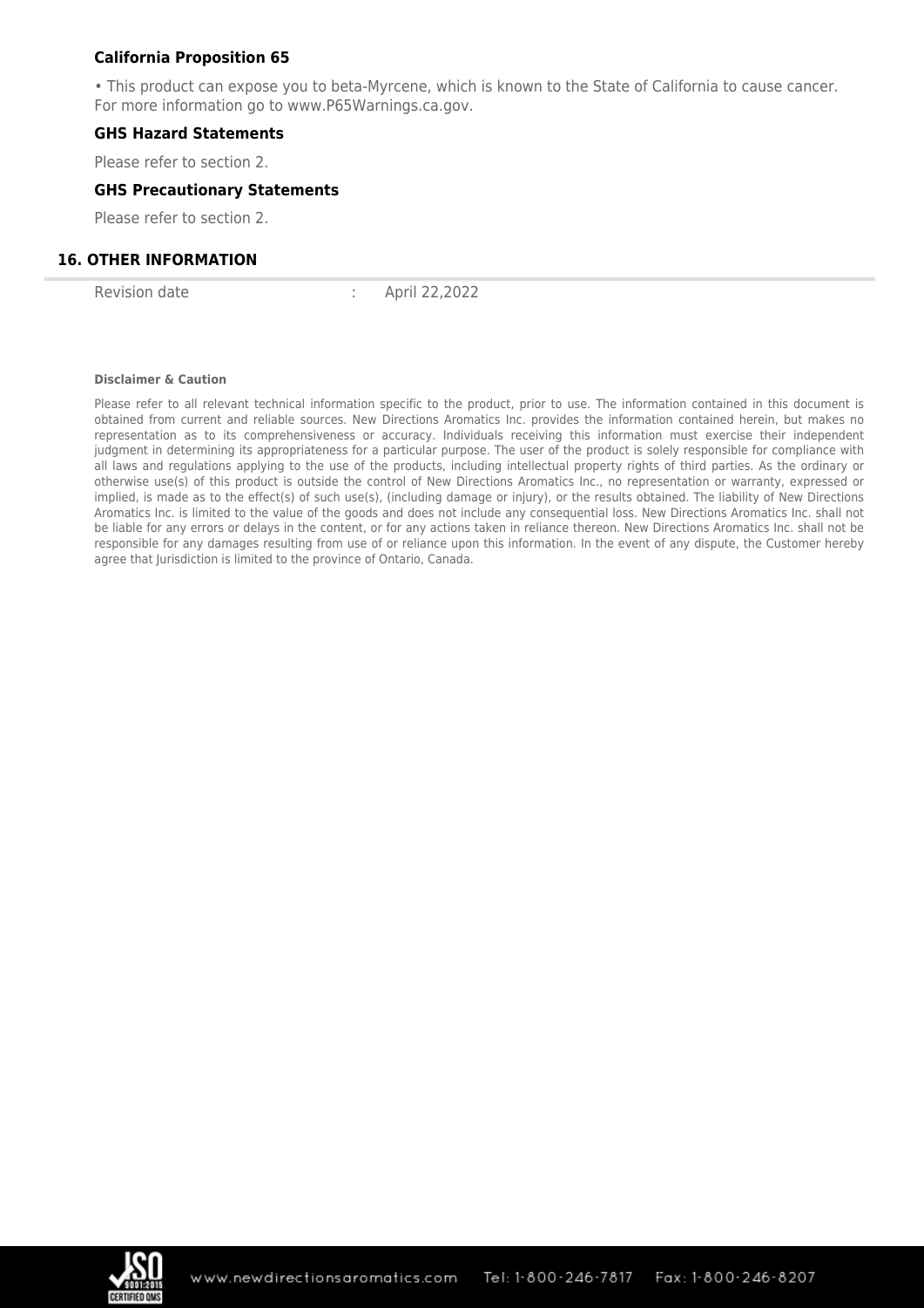### California Proposition 65

- This product can expose you to beta-Myrcene, which is known to the State of California to cause cancer. For more information go to www.P65Warnings.ca.gov.

### GHS Hazard Statements

Please refer to section 2.

### GHS Precautionary Statements

Please refer to section 2.

## 16. OTHER INFORMATION

Revision date : April 22,2022

**Disclaimer & Caution**

Please refer to all relevant technical information specific to the product, prior to use. The information contained in this document is obtained from current and reliable sources. New Directions Aromatics Inc. provides the information contained herein, but makes no representation as to its comprehensiveness or accuracy. Individuals receiving this information must exercise their independent judgment in determining its appropriateness for a particular purpose. The user of the product is solely responsible for compliance with all laws and regulations applying to the use of the products, including intellectual property rights of third parties. As the ordinary or otherwise use(s) of this product is outside the control of New Directions Aromatics Inc., no representation or warranty, expressed or implied, is made as to the effect(s) of such use(s), (including damage or injury), or the results obtained. The liability of New Directions Aromatics Inc. is limited to the value of the goods and does not include any consequential loss. New Directions Aromatics Inc. shall not be liable for any errors or delays in the content, or for any actions taken in reliance thereon. New Directions Aromatics Inc. shall not be responsible for any damages resulting from use of or reliance upon this information. In the event of any dispute, the Customer hereby agree that Jurisdiction is limited to the province of Ontario, Canada.